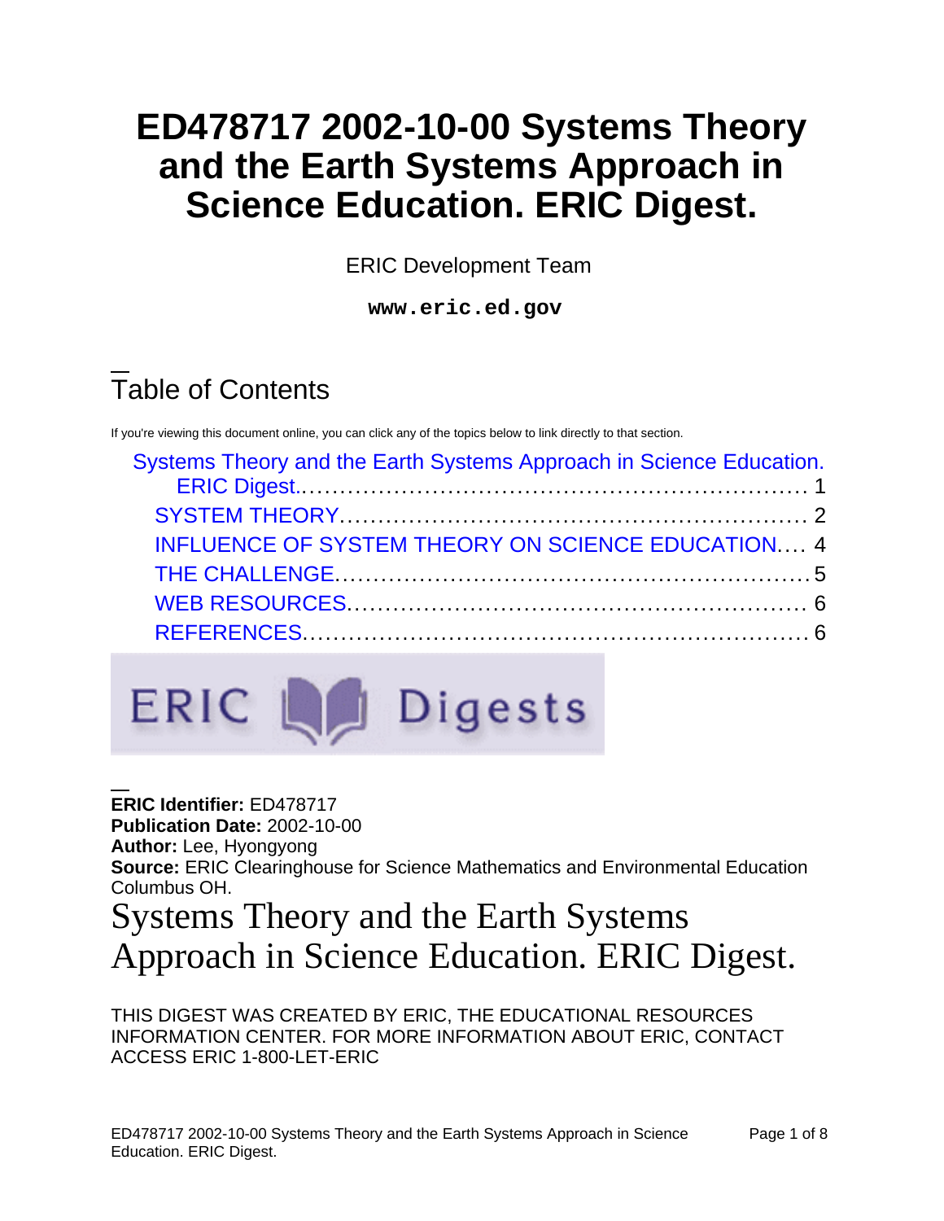# ED478717 2002-10-00 Systems Theory and the Earth Systems Approach in Science Education. ERIC Digest.

ERIC Development Team

**www.eric.ed.gov**

## Table of Contents

If you're viewing this document online, you can click any of the topics below to link directly to that section.

- Systems Theory and the Earth Systems Approach in Science Education. ERIC Digest.................................................................. 1
  - SYSTEM THEORY........................................................... 2
  - INFLUENCE OF SYSTEM THEORY ON SCIENCE EDUCATION.... 4
  - THE CHALLENGE..............................................................5
  - WEB RESOURCES........................................................... 6
  - REFERENCES.................................................................. 6

ERIC Digests

**ERIC Identifier:** ED478717
**Publication Date:** 2002-10-00
**Author:** Lee, Hyongyong
**Source:** ERIC Clearinghouse for Science Mathematics and Environmental Education Columbus OH.

# Systems Theory and the Earth Systems Approach in Science Education. ERIC Digest.

THIS DIGEST WAS CREATED BY ERIC, THE EDUCATIONAL RESOURCES INFORMATION CENTER. FOR MORE INFORMATION ABOUT ERIC, CONTACT ACCESS ERIC 1-800-LET-ERIC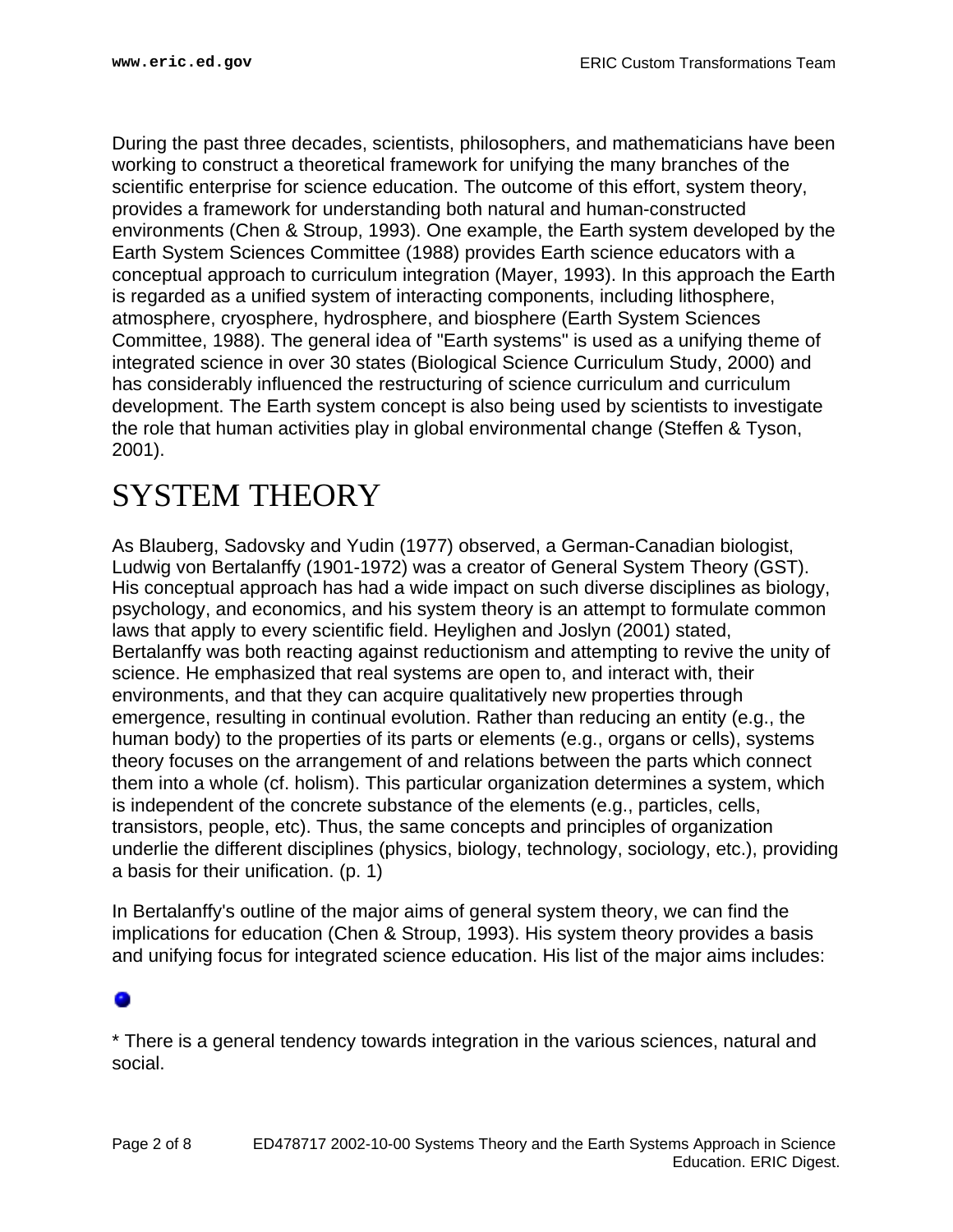During the past three decades, scientists, philosophers, and mathematicians have been working to construct a theoretical framework for unifying the many branches of the scientific enterprise for science education. The outcome of this effort, system theory, provides a framework for understanding both natural and human-constructed environments (Chen & Stroup, 1993). One example, the Earth system developed by the Earth System Sciences Committee (1988) provides Earth science educators with a conceptual approach to curriculum integration (Mayer, 1993). In this approach the Earth is regarded as a unified system of interacting components, including lithosphere, atmosphere, cryosphere, hydrosphere, and biosphere (Earth System Sciences Committee, 1988). The general idea of "Earth systems" is used as a unifying theme of integrated science in over 30 states (Biological Science Curriculum Study, 2000) and has considerably influenced the restructuring of science curriculum and curriculum development. The Earth system concept is also being used by scientists to investigate the role that human activities play in global environmental change (Steffen & Tyson, 2001).

# SYSTEM THEORY

As Blauberg, Sadovsky and Yudin (1977) observed, a German-Canadian biologist, Ludwig von Bertalanffy (1901-1972) was a creator of General System Theory (GST). His conceptual approach has had a wide impact on such diverse disciplines as biology, psychology, and economics, and his system theory is an attempt to formulate common laws that apply to every scientific field. Heylighen and Joslyn (2001) stated, Bertalanffy was both reacting against reductionism and attempting to revive the unity of science. He emphasized that real systems are open to, and interact with, their environments, and that they can acquire qualitatively new properties through emergence, resulting in continual evolution. Rather than reducing an entity (e.g., the human body) to the properties of its parts or elements (e.g., organs or cells), systems theory focuses on the arrangement of and relations between the parts which connect them into a whole (cf. holism). This particular organization determines a system, which is independent of the concrete substance of the elements (e.g., particles, cells, transistors, people, etc). Thus, the same concepts and principles of organization underlie the different disciplines (physics, biology, technology, sociology, etc.), providing a basis for their unification. (p. 1)

In Bertalanffy's outline of the major aims of general system theory, we can find the implications for education (Chen & Stroup, 1993). His system theory provides a basis and unifying focus for integrated science education. His list of the major aims includes:

* There is a general tendency towards integration in the various sciences, natural and social.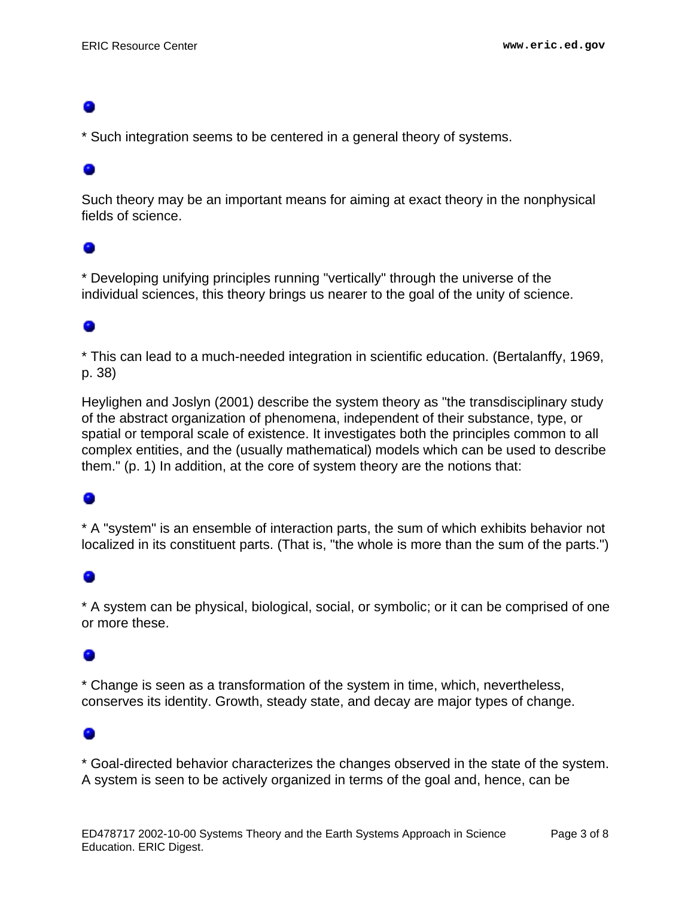* Such integration seems to be centered in a general theory of systems.

Such theory may be an important means for aiming at exact theory in the nonphysical fields of science.

* Developing unifying principles running "vertically" through the universe of the individual sciences, this theory brings us nearer to the goal of the unity of science.

* This can lead to a much-needed integration in scientific education. (Bertalanffy, 1969, p. 38)

Heylighen and Joslyn (2001) describe the system theory as "the transdisciplinary study of the abstract organization of phenomena, independent of their substance, type, or spatial or temporal scale of existence. It investigates both the principles common to all complex entities, and the (usually mathematical) models which can be used to describe them." (p. 1) In addition, at the core of system theory are the notions that:

* A "system" is an ensemble of interaction parts, the sum of which exhibits behavior not localized in its constituent parts. (That is, "the whole is more than the sum of the parts.")

* A system can be physical, biological, social, or symbolic; or it can be comprised of one or more these.

* Change is seen as a transformation of the system in time, which, nevertheless, conserves its identity. Growth, steady state, and decay are major types of change.

* Goal-directed behavior characterizes the changes observed in the state of the system. A system is seen to be actively organized in terms of the goal and, hence, can be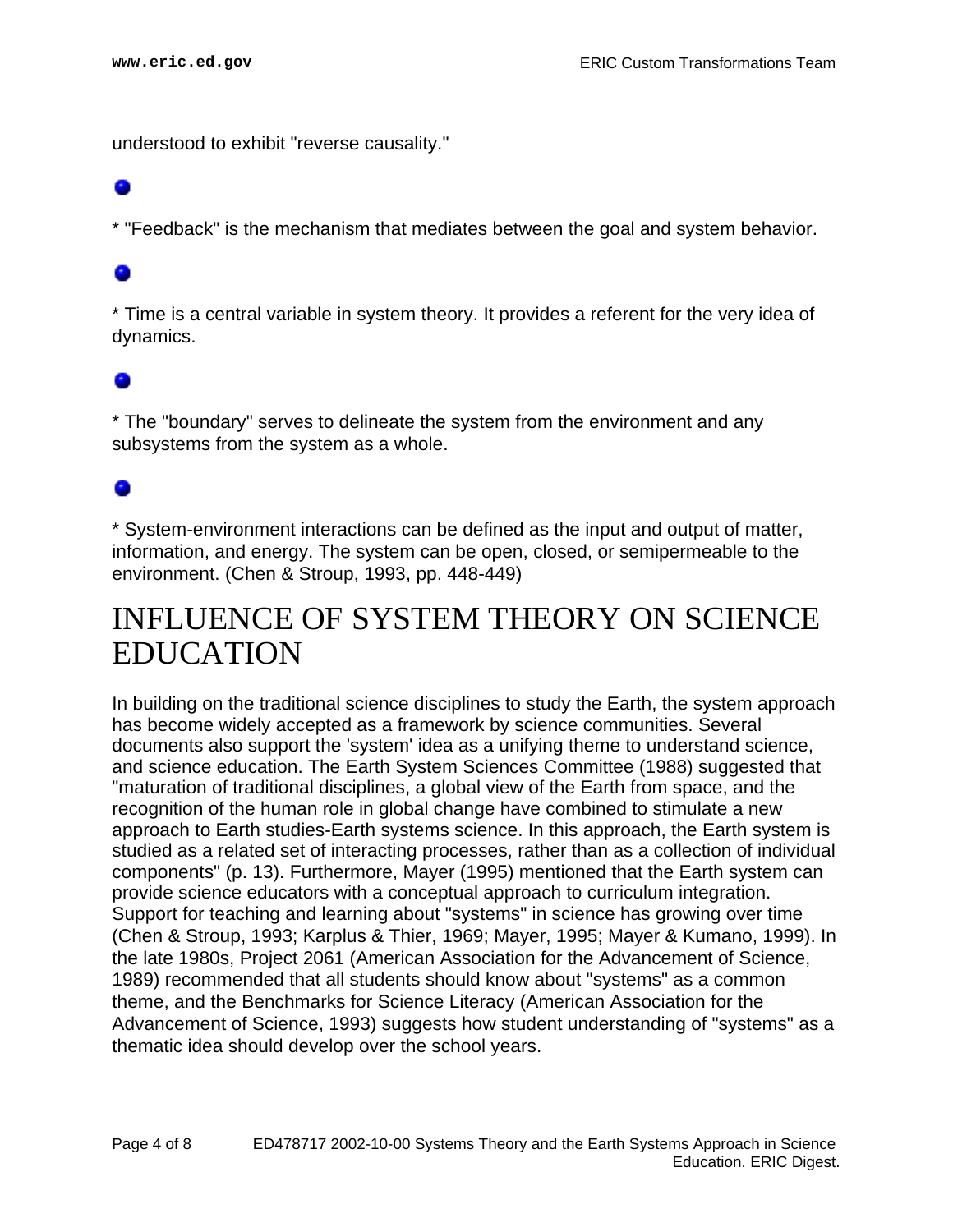understood to exhibit "reverse causality."

* "Feedback" is the mechanism that mediates between the goal and system behavior.

* Time is a central variable in system theory. It provides a referent for the very idea of dynamics.

* The "boundary" serves to delineate the system from the environment and any subsystems from the system as a whole.

* System-environment interactions can be defined as the input and output of matter, information, and energy. The system can be open, closed, or semipermeable to the environment. (Chen & Stroup, 1993, pp. 448-449)

# INFLUENCE OF SYSTEM THEORY ON SCIENCE EDUCATION

In building on the traditional science disciplines to study the Earth, the system approach has become widely accepted as a framework by science communities. Several documents also support the 'system' idea as a unifying theme to understand science, and science education. The Earth System Sciences Committee (1988) suggested that "maturation of traditional disciplines, a global view of the Earth from space, and the recognition of the human role in global change have combined to stimulate a new approach to Earth studies-Earth systems science. In this approach, the Earth system is studied as a related set of interacting processes, rather than as a collection of individual components" (p. 13). Furthermore, Mayer (1995) mentioned that the Earth system can provide science educators with a conceptual approach to curriculum integration. Support for teaching and learning about "systems" in science has growing over time (Chen & Stroup, 1993; Karplus & Thier, 1969; Mayer, 1995; Mayer & Kumano, 1999). In the late 1980s, Project 2061 (American Association for the Advancement of Science, 1989) recommended that all students should know about "systems" as a common theme, and the Benchmarks for Science Literacy (American Association for the Advancement of Science, 1993) suggests how student understanding of "systems" as a thematic idea should develop over the school years.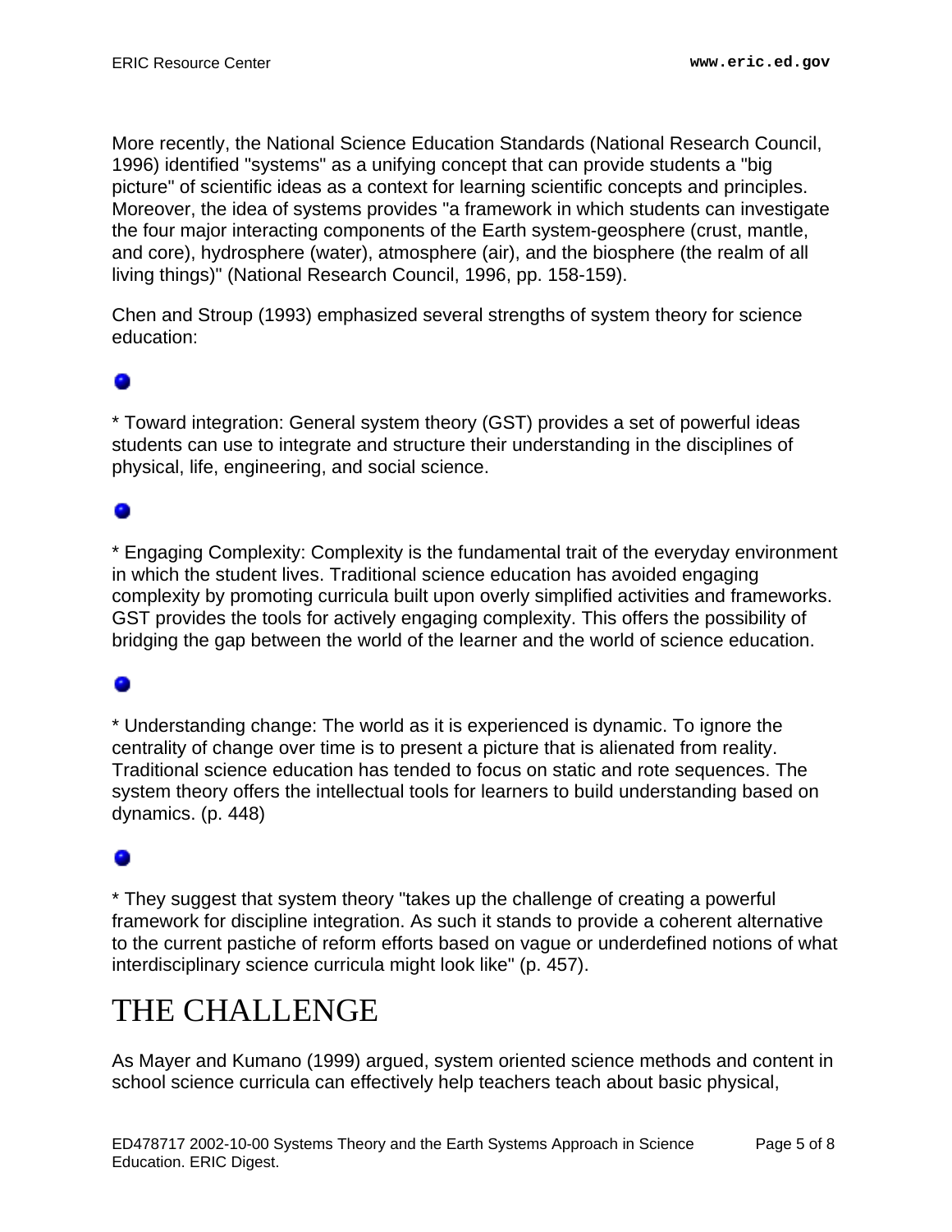More recently, the National Science Education Standards (National Research Council, 1996) identified "systems" as a unifying concept that can provide students a "big picture" of scientific ideas as a context for learning scientific concepts and principles. Moreover, the idea of systems provides "a framework in which students can investigate the four major interacting components of the Earth system-geosphere (crust, mantle, and core), hydrosphere (water), atmosphere (air), and the biosphere (the realm of all living things)" (National Research Council, 1996, pp. 158-159).

Chen and Stroup (1993) emphasized several strengths of system theory for science education:

- * Toward integration: General system theory (GST) provides a set of powerful ideas students can use to integrate and structure their understanding in the disciplines of physical, life, engineering, and social science.

- * Engaging Complexity: Complexity is the fundamental trait of the everyday environment in which the student lives. Traditional science education has avoided engaging complexity by promoting curricula built upon overly simplified activities and frameworks. GST provides the tools for actively engaging complexity. This offers the possibility of bridging the gap between the world of the learner and the world of science education.

- * Understanding change: The world as it is experienced is dynamic. To ignore the centrality of change over time is to present a picture that is alienated from reality. Traditional science education has tended to focus on static and rote sequences. The system theory offers the intellectual tools for learners to build understanding based on dynamics. (p. 448)

- * They suggest that system theory "takes up the challenge of creating a powerful framework for discipline integration. As such it stands to provide a coherent alternative to the current pastiche of reform efforts based on vague or underdefined notions of what interdisciplinary science curricula might look like" (p. 457).

# THE CHALLENGE

As Mayer and Kumano (1999) argued, system oriented science methods and content in school science curricula can effectively help teachers teach about basic physical,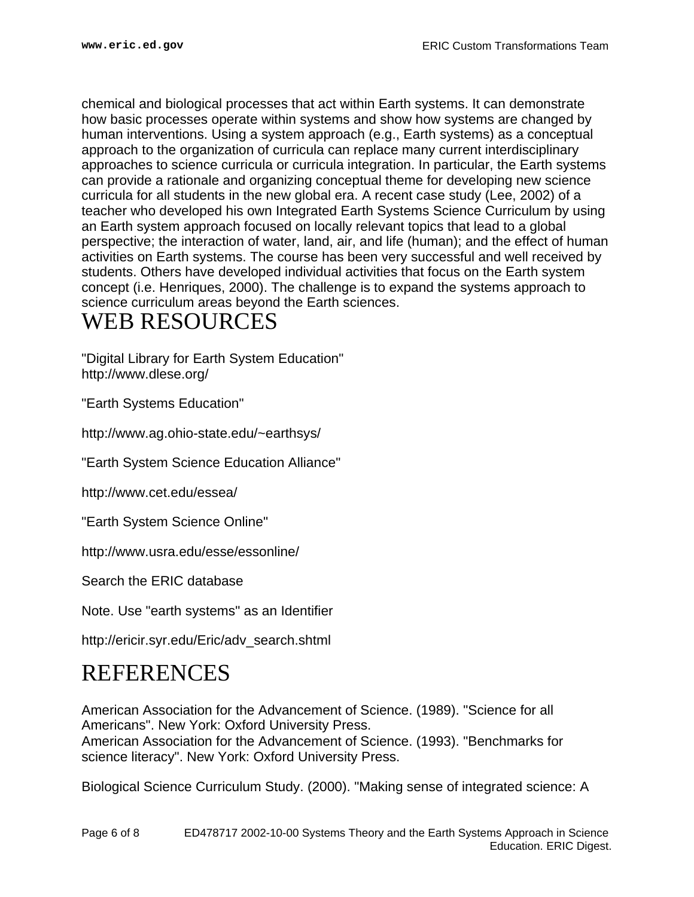chemical and biological processes that act within Earth systems. It can demonstrate how basic processes operate within systems and show how systems are changed by human interventions. Using a system approach (e.g., Earth systems) as a conceptual approach to the organization of curricula can replace many current interdisciplinary approaches to science curricula or curricula integration. In particular, the Earth systems can provide a rationale and organizing conceptual theme for developing new science curricula for all students in the new global era. A recent case study (Lee, 2002) of a teacher who developed his own Integrated Earth Systems Science Curriculum by using an Earth system approach focused on locally relevant topics that lead to a global perspective; the interaction of water, land, air, and life (human); and the effect of human activities on Earth systems. The course has been very successful and well received by students. Others have developed individual activities that focus on the Earth system concept (i.e. Henriques, 2000). The challenge is to expand the systems approach to science curriculum areas beyond the Earth sciences.

# WEB RESOURCES

"Digital Library for Earth System Education"
http://www.dlese.org/

"Earth Systems Education"

http://www.ag.ohio-state.edu/~earthsys/

"Earth System Science Education Alliance"

http://www.cet.edu/essea/

"Earth System Science Online"

http://www.usra.edu/esse/essonline/

Search the ERIC database

Note. Use "earth systems" as an Identifier

http://ericir.syr.edu/Eric/adv_search.shtml

# REFERENCES

American Association for the Advancement of Science. (1989). "Science for all Americans". New York: Oxford University Press.
American Association for the Advancement of Science. (1993). "Benchmarks for science literacy". New York: Oxford University Press.

Biological Science Curriculum Study. (2000). "Making sense of integrated science: A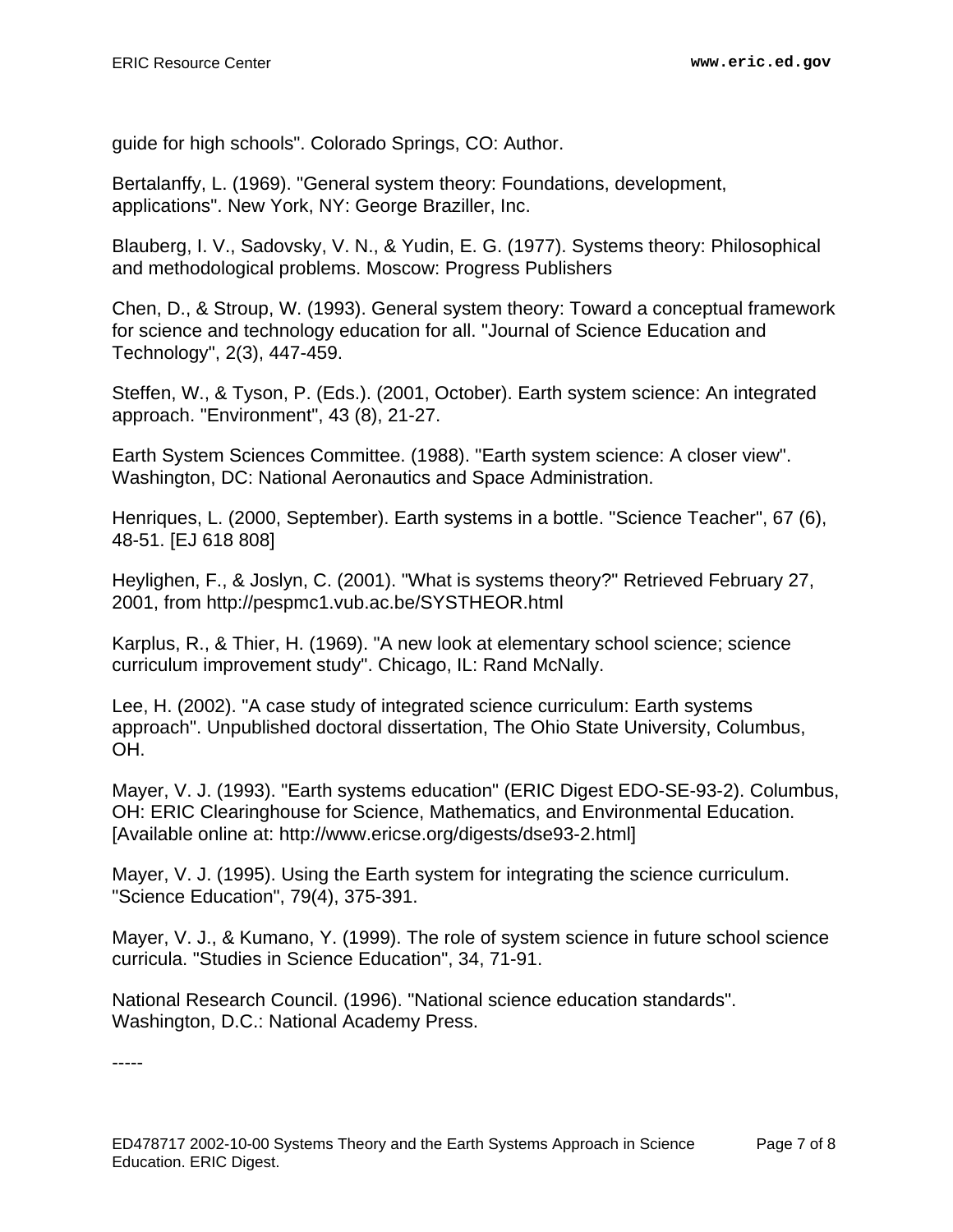guide for high schools". Colorado Springs, CO: Author.

Bertalanffy, L. (1969). "General system theory: Foundations, development, applications". New York, NY: George Braziller, Inc.

Blauberg, I. V., Sadovsky, V. N., & Yudin, E. G. (1977). Systems theory: Philosophical and methodological problems. Moscow: Progress Publishers

Chen, D., & Stroup, W. (1993). General system theory: Toward a conceptual framework for science and technology education for all. "Journal of Science Education and Technology", 2(3), 447-459.

Steffen, W., & Tyson, P. (Eds.). (2001, October). Earth system science: An integrated approach. "Environment", 43 (8), 21-27.

Earth System Sciences Committee. (1988). "Earth system science: A closer view". Washington, DC: National Aeronautics and Space Administration.

Henriques, L. (2000, September). Earth systems in a bottle. "Science Teacher", 67 (6), 48-51. [EJ 618 808]

Heylighen, F., & Joslyn, C. (2001). "What is systems theory?" Retrieved February 27, 2001, from http://pespmc1.vub.ac.be/SYSTHEOR.html

Karplus, R., & Thier, H. (1969). "A new look at elementary school science; science curriculum improvement study". Chicago, IL: Rand McNally.

Lee, H. (2002). "A case study of integrated science curriculum: Earth systems approach". Unpublished doctoral dissertation, The Ohio State University, Columbus, OH.

Mayer, V. J. (1993). "Earth systems education" (ERIC Digest EDO-SE-93-2). Columbus, OH: ERIC Clearinghouse for Science, Mathematics, and Environmental Education. [Available online at: http://www.ericse.org/digests/dse93-2.html]

Mayer, V. J. (1995). Using the Earth system for integrating the science curriculum. "Science Education", 79(4), 375-391.

Mayer, V. J., & Kumano, Y. (1999). The role of system science in future school science curricula. "Studies in Science Education", 34, 71-91.

National Research Council. (1996). "National science education standards". Washington, D.C.: National Academy Press.

-----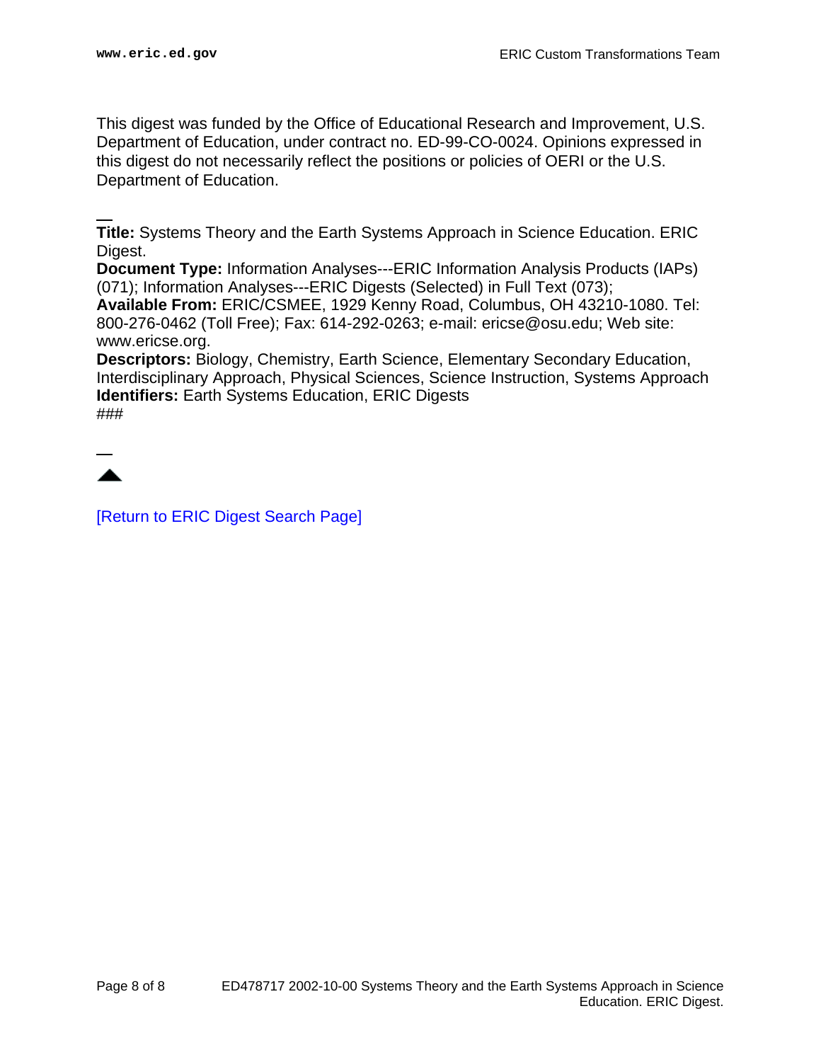This digest was funded by the Office of Educational Research and Improvement, U.S. Department of Education, under contract no. ED-99-CO-0024. Opinions expressed in this digest do not necessarily reflect the positions or policies of OERI or the U.S. Department of Education.

---

**Title:** Systems Theory and the Earth Systems Approach in Science Education. ERIC Digest.
**Document Type:** Information Analyses---ERIC Information Analysis Products (IAPs) (071); Information Analyses---ERIC Digests (Selected) in Full Text (073);
**Available From:** ERIC/CSMEE, 1929 Kenny Road, Columbus, OH 43210-1080. Tel: 800-276-0462 (Toll Free); Fax: 614-292-0263; e-mail: ericse@osu.edu; Web site: www.ericse.org.
**Descriptors:** Biology, Chemistry, Earth Science, Elementary Secondary Education, Interdisciplinary Approach, Physical Sciences, Science Instruction, Systems Approach
**Identifiers:** Earth Systems Education, ERIC Digests
###

---

[Return to ERIC Digest Search Page]